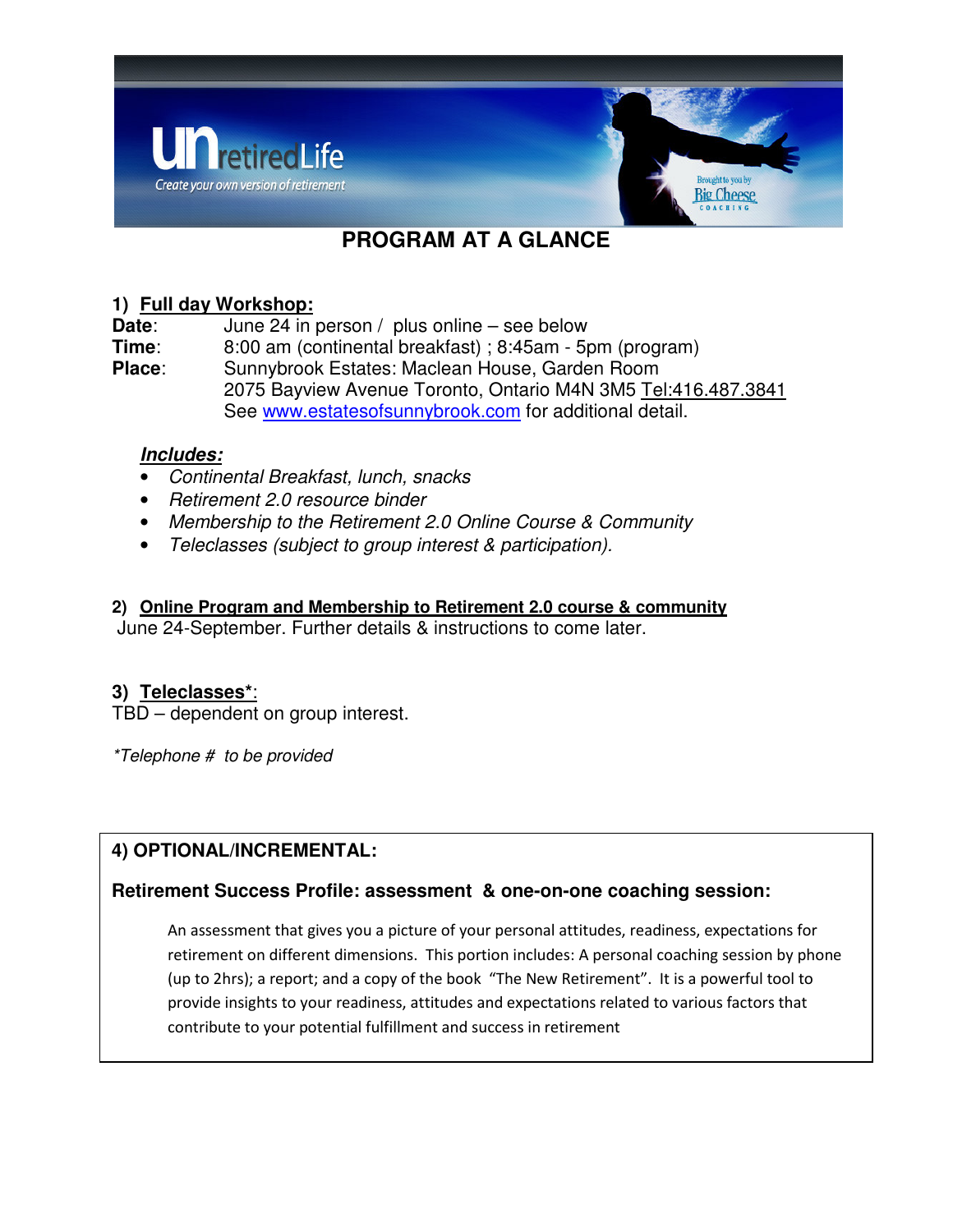unretiredLife

Create your own version of retirement

Brought to you by Big Cheese COACHING

# PROGRAM AT A GLANCE

## 1) Full day Workshop:

**Date**: June 24 in person / plus online – see below

**Time**: 8:00 am (continental breakfast) ; 8:45am - 5pm (program)

**Place**: Sunnybrook Estates: Maclean House, Garden Room
2075 Bayview Avenue Toronto, Ontario M4N 3M5 Tel:416.487.3841
See www.estatesofsunnybrook.com for additional detail.

***Includes:***

- *Continental Breakfast, lunch, snacks*
- *Retirement 2.0 resource binder*
- *Membership to the Retirement 2.0 Online Course & Community*
- *Teleclasses (subject to group interest & participation).*

## 2) Online Program and Membership to Retirement 2.0 course & community

June 24-September. Further details & instructions to come later.

## 3) Teleclasses*:

TBD – dependent on group interest.

*\*Telephone # to be provided*

## 4) OPTIONAL/INCREMENTAL:

**Retirement Success Profile: assessment & one-on-one coaching session:**

An assessment that gives you a picture of your personal attitudes, readiness, expectations for retirement on different dimensions. This portion includes: A personal coaching session by phone (up to 2hrs); a report; and a copy of the book "The New Retirement". It is a powerful tool to provide insights to your readiness, attitudes and expectations related to various factors that contribute to your potential fulfillment and success in retirement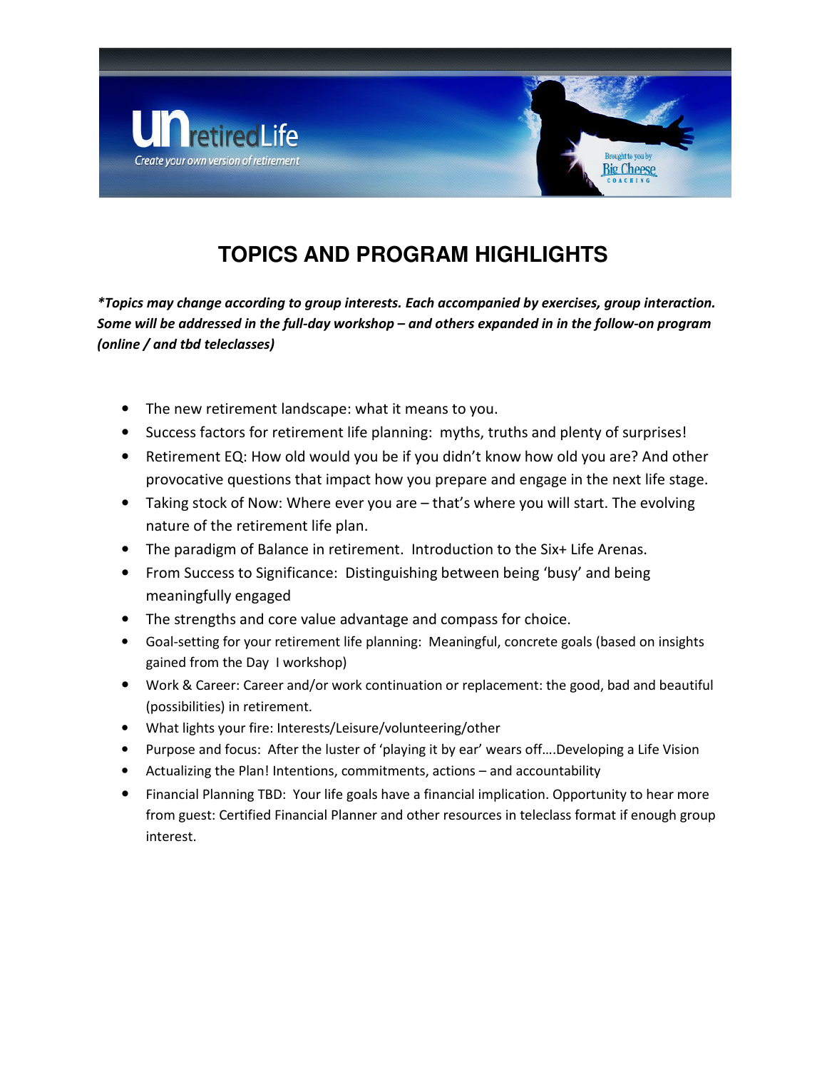# TOPICS AND PROGRAM HIGHLIGHTS

***Topics may change according to group interests. Each accompanied by exercises, group interaction. Some will be addressed in the full-day workshop – and others expanded in in the follow-on program (online / and tbd teleclasses)***

- The new retirement landscape: what it means to you.
- Success factors for retirement life planning: myths, truths and plenty of surprises!
- Retirement EQ: How old would you be if you didn't know how old you are? And other provocative questions that impact how you prepare and engage in the next life stage.
- Taking stock of Now: Where ever you are – that's where you will start. The evolving nature of the retirement life plan.
- The paradigm of Balance in retirement. Introduction to the Six+ Life Arenas.
- From Success to Significance: Distinguishing between being 'busy' and being meaningfully engaged
- The strengths and core value advantage and compass for choice.
- Goal-setting for your retirement life planning: Meaningful, concrete goals (based on insights gained from the Day I workshop)
- Work & Career: Career and/or work continuation or replacement: the good, bad and beautiful (possibilities) in retirement.
- What lights your fire: Interests/Leisure/volunteering/other
- Purpose and focus: After the luster of 'playing it by ear' wears off….Developing a Life Vision
- Actualizing the Plan! Intentions, commitments, actions – and accountability
- Financial Planning TBD: Your life goals have a financial implication. Opportunity to hear more from guest: Certified Financial Planner and other resources in teleclass format if enough group interest.